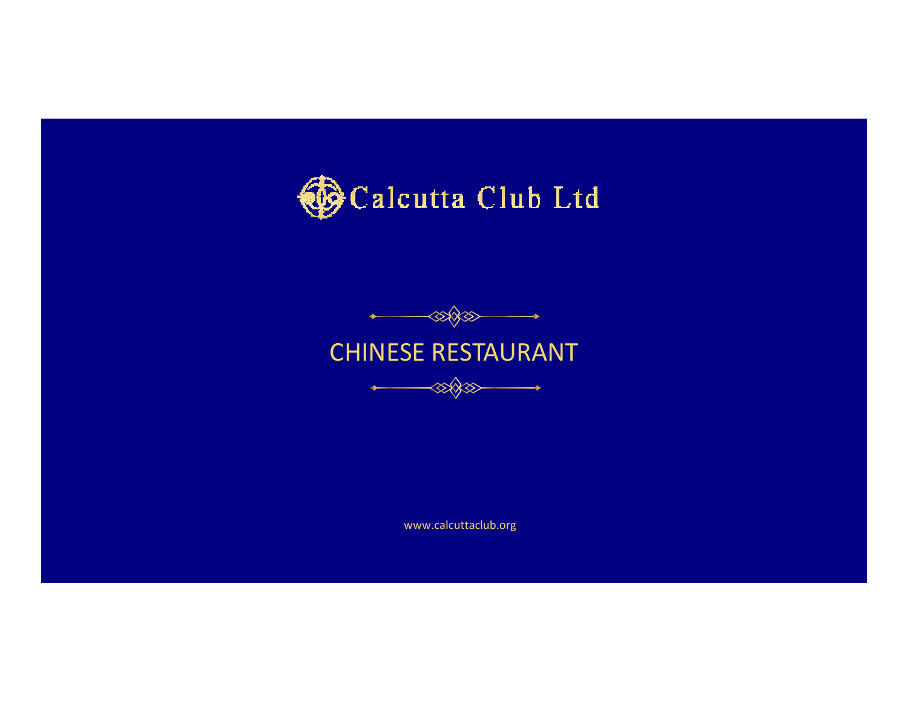# Calcutta Club Ltd

## CHINESE RESTAURANT

www.calcuttaclub.org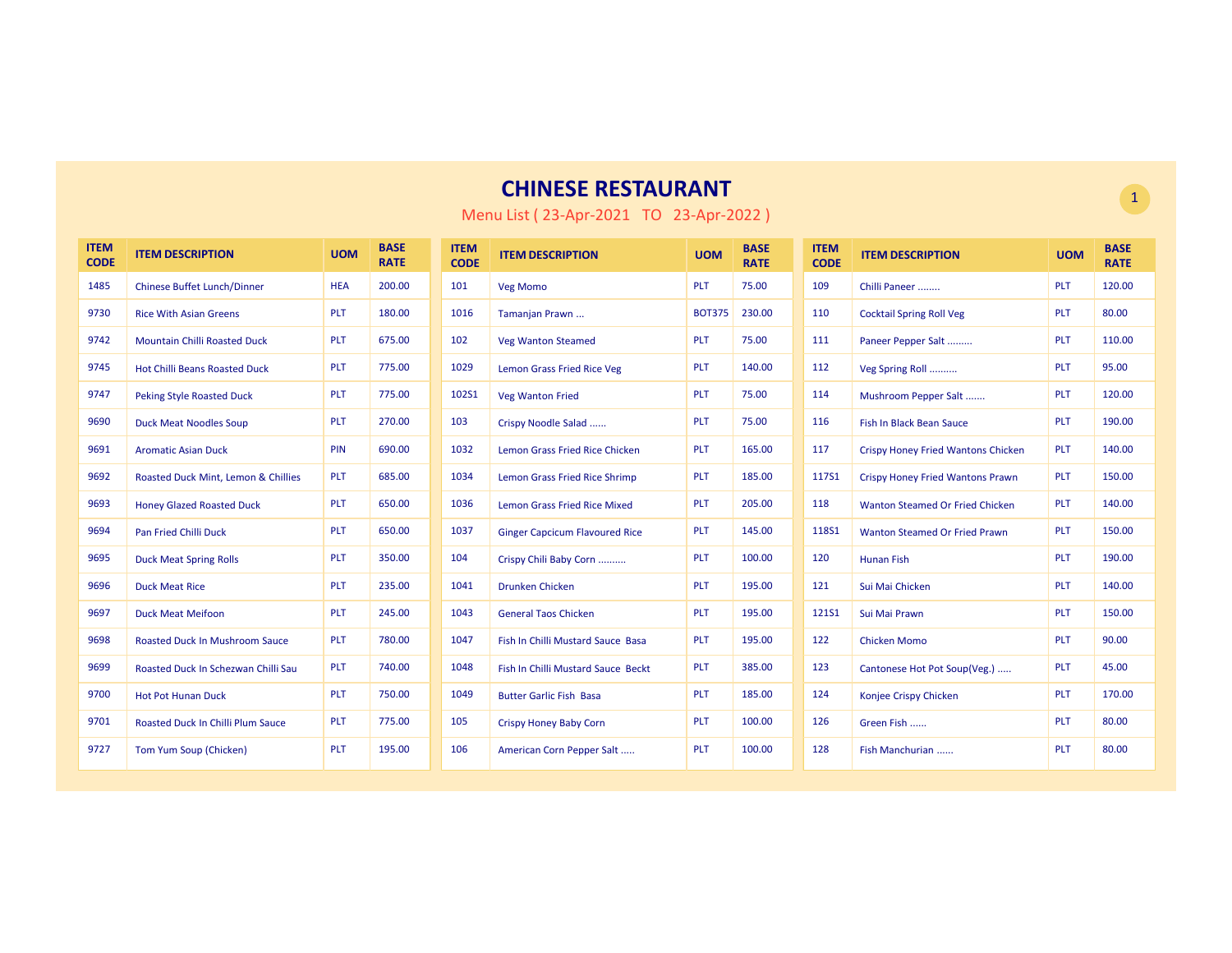# CHINESE RESTAURANT

Menu List ( 23-Apr-2021 TO 23-Apr-2022 )

| ITEM CODE | ITEM DESCRIPTION | UOM | BASE RATE |
|---|---|---|---|
| 1485 | Chinese Buffet Lunch/Dinner | HEA | 200.00 |
| 9730 | Rice With Asian Greens | PLT | 180.00 |
| 9742 | Mountain Chilli Roasted Duck | PLT | 675.00 |
| 9745 | Hot Chilli Beans Roasted Duck | PLT | 775.00 |
| 9747 | Peking Style Roasted Duck | PLT | 775.00 |
| 9690 | Duck Meat Noodles Soup | PLT | 270.00 |
| 9691 | Aromatic Asian Duck | PIN | 690.00 |
| 9692 | Roasted Duck Mint, Lemon & Chillies | PLT | 685.00 |
| 9693 | Honey Glazed Roasted Duck | PLT | 650.00 |
| 9694 | Pan Fried Chilli Duck | PLT | 650.00 |
| 9695 | Duck Meat Spring Rolls | PLT | 350.00 |
| 9696 | Duck Meat Rice | PLT | 235.00 |
| 9697 | Duck Meat Meifoon | PLT | 245.00 |
| 9698 | Roasted Duck In Mushroom Sauce | PLT | 780.00 |
| 9699 | Roasted Duck In Schezwan Chilli Sau | PLT | 740.00 |
| 9700 | Hot Pot Hunan Duck | PLT | 750.00 |
| 9701 | Roasted Duck In Chilli Plum Sauce | PLT | 775.00 |
| 9727 | Tom Yum Soup (Chicken) | PLT | 195.00 |

| ITEM CODE | ITEM DESCRIPTION | UOM | BASE RATE |
|---|---|---|---|
| 101 | Veg Momo | PLT | 75.00 |
| 1016 | Tamanjan Prawn ... | BOT375 | 230.00 |
| 102 | Veg Wanton Steamed | PLT | 75.00 |
| 1029 | Lemon Grass Fried Rice Veg | PLT | 140.00 |
| 102S1 | Veg Wanton Fried | PLT | 75.00 |
| 103 | Crispy Noodle Salad ...... | PLT | 75.00 |
| 1032 | Lemon Grass Fried Rice Chicken | PLT | 165.00 |
| 1034 | Lemon Grass Fried Rice Shrimp | PLT | 185.00 |
| 1036 | Lemon Grass Fried Rice Mixed | PLT | 205.00 |
| 1037 | Ginger Capcicum Flavoured Rice | PLT | 145.00 |
| 104 | Crispy Chili Baby Corn .......... | PLT | 100.00 |
| 1041 | Drunken Chicken | PLT | 195.00 |
| 1043 | General Taos Chicken | PLT | 195.00 |
| 1047 | Fish In Chilli Mustard Sauce Basa | PLT | 195.00 |
| 1048 | Fish In Chilli Mustard Sauce Beckt | PLT | 385.00 |
| 1049 | Butter Garlic Fish Basa | PLT | 185.00 |
| 105 | Crispy Honey Baby Corn | PLT | 100.00 |
| 106 | American Corn Pepper Salt ..... | PLT | 100.00 |

| ITEM CODE | ITEM DESCRIPTION | UOM | BASE RATE |
|---|---|---|---|
| 109 | Chilli Paneer ........ | PLT | 120.00 |
| 110 | Cocktail Spring Roll Veg | PLT | 80.00 |
| 111 | Paneer Pepper Salt ......... | PLT | 110.00 |
| 112 | Veg Spring Roll .......... | PLT | 95.00 |
| 114 | Mushroom Pepper Salt ....... | PLT | 120.00 |
| 116 | Fish In Black Bean Sauce | PLT | 190.00 |
| 117 | Crispy Honey Fried Wantons Chicken | PLT | 140.00 |
| 117S1 | Crispy Honey Fried Wantons Prawn | PLT | 150.00 |
| 118 | Wanton Steamed Or Fried Chicken | PLT | 140.00 |
| 118S1 | Wanton Steamed Or Fried Prawn | PLT | 150.00 |
| 120 | Hunan Fish | PLT | 190.00 |
| 121 | Sui Mai Chicken | PLT | 140.00 |
| 121S1 | Sui Mai Prawn | PLT | 150.00 |
| 122 | Chicken Momo | PLT | 90.00 |
| 123 | Cantonese Hot Pot Soup(Veg.) ..... | PLT | 45.00 |
| 124 | Konjee Crispy Chicken | PLT | 170.00 |
| 126 | Green Fish ...... | PLT | 80.00 |
| 128 | Fish Manchurian ...... | PLT | 80.00 |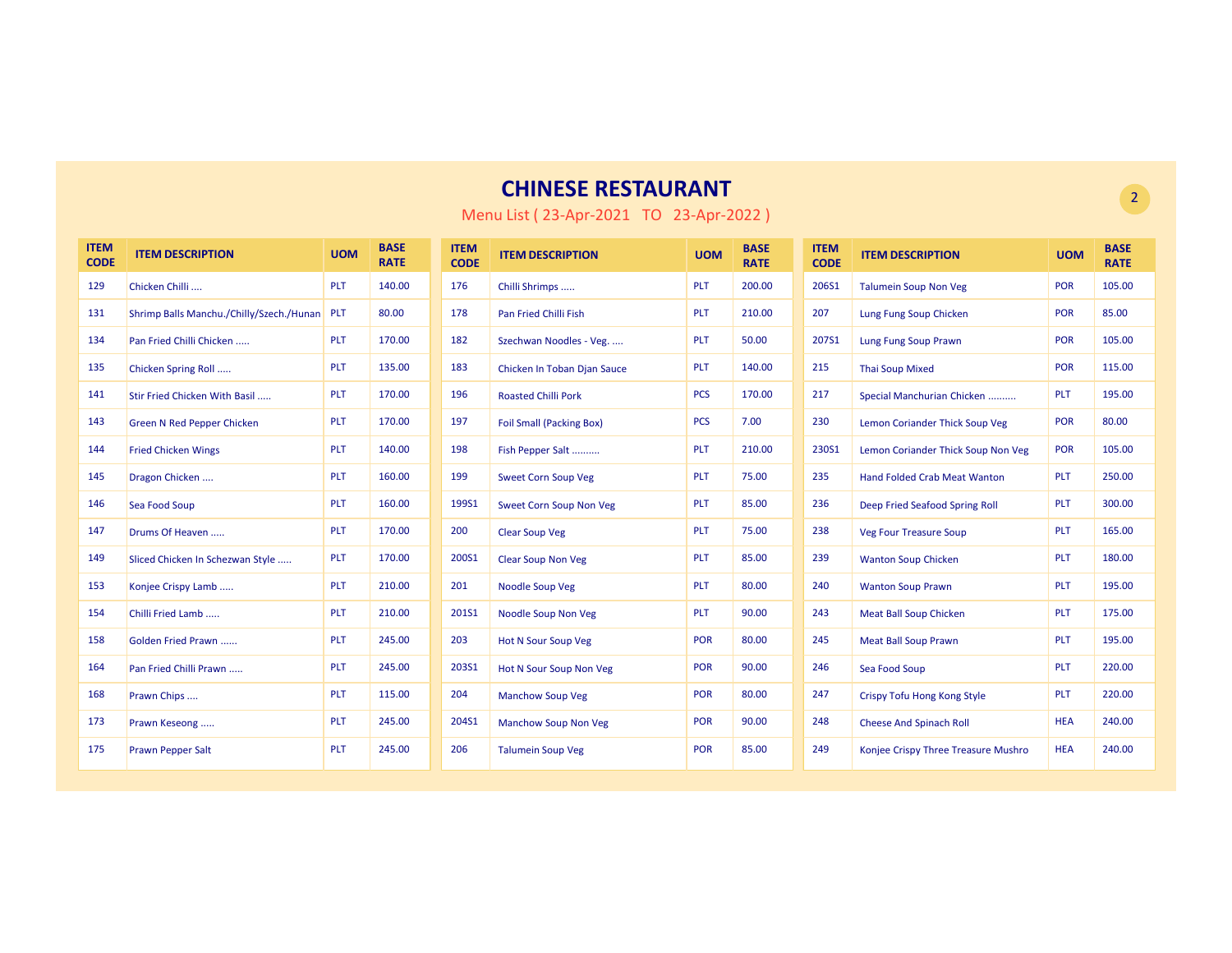# CHINESE RESTAURANT

Menu List ( 23-Apr-2021 TO 23-Apr-2022 )

| ITEM CODE | ITEM DESCRIPTION | UOM | BASE RATE |
|---|---|---|---|
| 129 | Chicken Chilli .... | PLT | 140.00 |
| 131 | Shrimp Balls Manchu./Chilly/Szech./Hunan | PLT | 80.00 |
| 134 | Pan Fried Chilli Chicken ..... | PLT | 170.00 |
| 135 | Chicken Spring Roll ..... | PLT | 135.00 |
| 141 | Stir Fried Chicken With Basil ..... | PLT | 170.00 |
| 143 | Green N Red Pepper Chicken | PLT | 170.00 |
| 144 | Fried Chicken Wings | PLT | 140.00 |
| 145 | Dragon Chicken .... | PLT | 160.00 |
| 146 | Sea Food Soup | PLT | 160.00 |
| 147 | Drums Of Heaven ..... | PLT | 170.00 |
| 149 | Sliced Chicken In Schezwan Style ..... | PLT | 170.00 |
| 153 | Konjee Crispy Lamb ..... | PLT | 210.00 |
| 154 | Chilli Fried Lamb ..... | PLT | 210.00 |
| 158 | Golden Fried Prawn ...... | PLT | 245.00 |
| 164 | Pan Fried Chilli Prawn ..... | PLT | 245.00 |
| 168 | Prawn Chips .... | PLT | 115.00 |
| 173 | Prawn Keseong ..... | PLT | 245.00 |
| 175 | Prawn Pepper Salt | PLT | 245.00 |
| 176 | Chilli Shrimps ..... | PLT | 200.00 |
| 178 | Pan Fried Chilli Fish | PLT | 210.00 |
| 182 | Szechwan Noodles - Veg. .... | PLT | 50.00 |
| 183 | Chicken In Toban Djan Sauce | PLT | 140.00 |
| 196 | Roasted Chilli Pork | PCS | 170.00 |
| 197 | Foil Small (Packing Box) | PCS | 7.00 |
| 198 | Fish Pepper Salt .......... | PLT | 210.00 |
| 199 | Sweet Corn Soup Veg | PLT | 75.00 |
| 199S1 | Sweet Corn Soup Non Veg | PLT | 85.00 |
| 200 | Clear Soup Veg | PLT | 75.00 |
| 200S1 | Clear Soup Non Veg | PLT | 85.00 |
| 201 | Noodle Soup Veg | PLT | 80.00 |
| 201S1 | Noodle Soup Non Veg | PLT | 90.00 |
| 203 | Hot N Sour Soup Veg | POR | 80.00 |
| 203S1 | Hot N Sour Soup Non Veg | POR | 90.00 |
| 204 | Manchow Soup Veg | POR | 80.00 |
| 204S1 | Manchow Soup Non Veg | POR | 90.00 |
| 206 | Talumein Soup Veg | POR | 85.00 |
| 206S1 | Talumein Soup Non Veg | POR | 105.00 |
| 207 | Lung Fung Soup Chicken | POR | 85.00 |
| 207S1 | Lung Fung Soup Prawn | POR | 105.00 |
| 215 | Thai Soup Mixed | POR | 115.00 |
| 217 | Special Manchurian Chicken .......... | PLT | 195.00 |
| 230 | Lemon Coriander Thick Soup Veg | POR | 80.00 |
| 230S1 | Lemon Coriander Thick Soup Non Veg | POR | 105.00 |
| 235 | Hand Folded Crab Meat Wanton | PLT | 250.00 |
| 236 | Deep Fried Seafood Spring Roll | PLT | 300.00 |
| 238 | Veg Four Treasure Soup | PLT | 165.00 |
| 239 | Wanton Soup Chicken | PLT | 180.00 |
| 240 | Wanton Soup Prawn | PLT | 195.00 |
| 243 | Meat Ball Soup Chicken | PLT | 175.00 |
| 245 | Meat Ball Soup Prawn | PLT | 195.00 |
| 246 | Sea Food Soup | PLT | 220.00 |
| 247 | Crispy Tofu Hong Kong Style | PLT | 220.00 |
| 248 | Cheese And Spinach Roll | HEA | 240.00 |
| 249 | Konjee Crispy Three Treasure Mushro | HEA | 240.00 |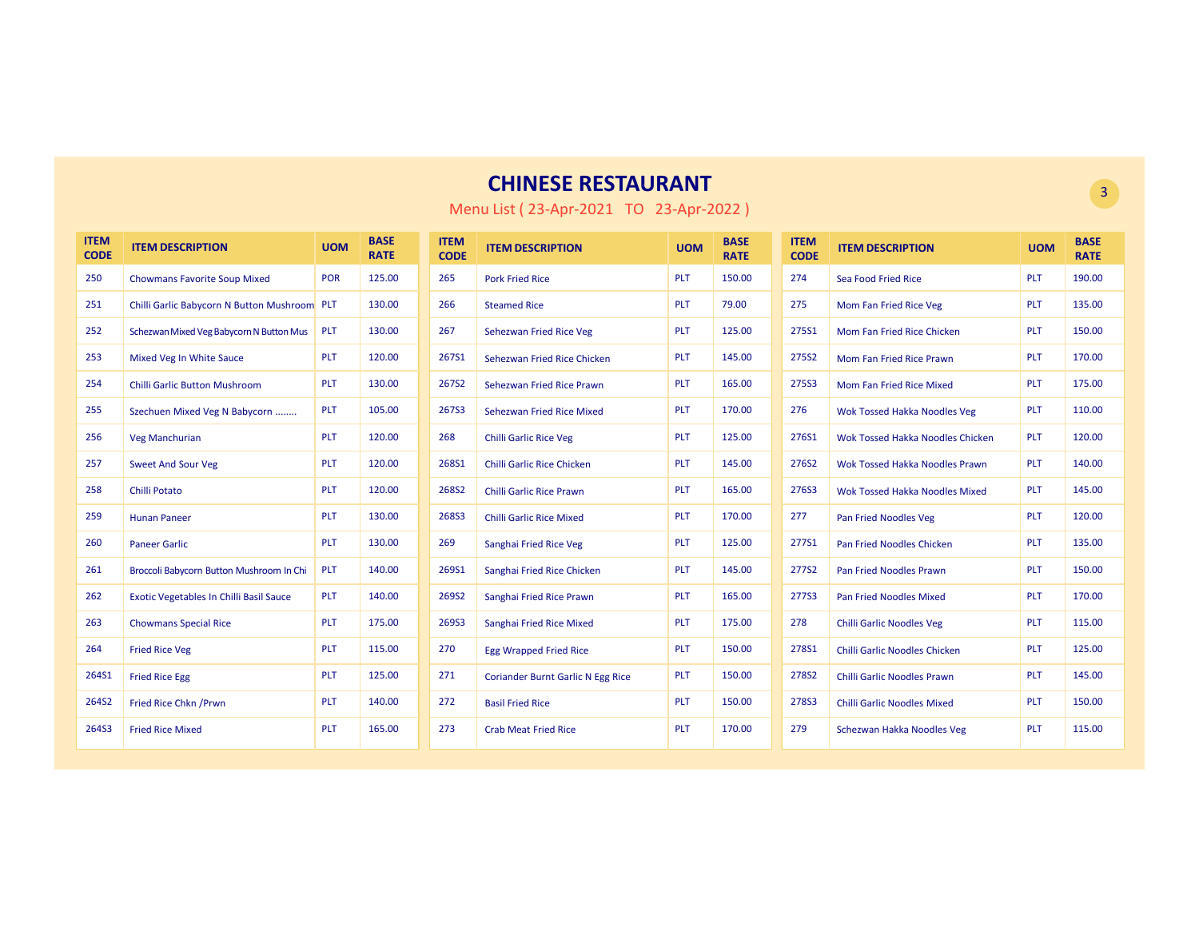# CHINESE RESTAURANT

Menu List ( 23-Apr-2021 TO 23-Apr-2022 )

| ITEM CODE | ITEM DESCRIPTION | UOM | BASE RATE |
|---|---|---|---|
| 250 | Chowmans Favorite Soup Mixed | POR | 125.00 |
| 251 | Chilli Garlic Babycorn N Button Mushroom | PLT | 130.00 |
| 252 | Schezwan Mixed Veg Babycorn N Button Mus | PLT | 130.00 |
| 253 | Mixed Veg In White Sauce | PLT | 120.00 |
| 254 | Chilli Garlic Button Mushroom | PLT | 130.00 |
| 255 | Szechuen Mixed Veg N Babycorn ........ | PLT | 105.00 |
| 256 | Veg Manchurian | PLT | 120.00 |
| 257 | Sweet And Sour Veg | PLT | 120.00 |
| 258 | Chilli Potato | PLT | 120.00 |
| 259 | Hunan Paneer | PLT | 130.00 |
| 260 | Paneer Garlic | PLT | 130.00 |
| 261 | Broccoli Babycorn Button Mushroom In Chi | PLT | 140.00 |
| 262 | Exotic Vegetables In Chilli Basil Sauce | PLT | 140.00 |
| 263 | Chowmans Special Rice | PLT | 175.00 |
| 264 | Fried Rice Veg | PLT | 115.00 |
| 264S1 | Fried Rice Egg | PLT | 125.00 |
| 264S2 | Fried Rice Chkn /Prwn | PLT | 140.00 |
| 264S3 | Fried Rice Mixed | PLT | 165.00 |
| 265 | Pork Fried Rice | PLT | 150.00 |
| 266 | Steamed Rice | PLT | 79.00 |
| 267 | Sehezwan Fried Rice Veg | PLT | 125.00 |
| 267S1 | Sehezwan Fried Rice Chicken | PLT | 145.00 |
| 267S2 | Sehezwan Fried Rice Prawn | PLT | 165.00 |
| 267S3 | Sehezwan Fried Rice Mixed | PLT | 170.00 |
| 268 | Chilli Garlic Rice Veg | PLT | 125.00 |
| 268S1 | Chilli Garlic Rice Chicken | PLT | 145.00 |
| 268S2 | Chilli Garlic Rice Prawn | PLT | 165.00 |
| 268S3 | Chilli Garlic Rice Mixed | PLT | 170.00 |
| 269 | Sanghai Fried Rice Veg | PLT | 125.00 |
| 269S1 | Sanghai Fried Rice Chicken | PLT | 145.00 |
| 269S2 | Sanghai Fried Rice Prawn | PLT | 165.00 |
| 269S3 | Sanghai Fried Rice Mixed | PLT | 175.00 |
| 270 | Egg Wrapped Fried Rice | PLT | 150.00 |
| 271 | Coriander Burnt Garlic N Egg Rice | PLT | 150.00 |
| 272 | Basil Fried Rice | PLT | 150.00 |
| 273 | Crab Meat Fried Rice | PLT | 170.00 |
| 274 | Sea Food Fried Rice | PLT | 190.00 |
| 275 | Mom Fan Fried Rice Veg | PLT | 135.00 |
| 275S1 | Mom Fan Fried Rice Chicken | PLT | 150.00 |
| 275S2 | Mom Fan Fried Rice Prawn | PLT | 170.00 |
| 275S3 | Mom Fan Fried Rice Mixed | PLT | 175.00 |
| 276 | Wok Tossed Hakka Noodles Veg | PLT | 110.00 |
| 276S1 | Wok Tossed Hakka Noodles Chicken | PLT | 120.00 |
| 276S2 | Wok Tossed Hakka Noodles Prawn | PLT | 140.00 |
| 276S3 | Wok Tossed Hakka Noodles Mixed | PLT | 145.00 |
| 277 | Pan Fried Noodles Veg | PLT | 120.00 |
| 277S1 | Pan Fried Noodles Chicken | PLT | 135.00 |
| 277S2 | Pan Fried Noodles Prawn | PLT | 150.00 |
| 277S3 | Pan Fried Noodles Mixed | PLT | 170.00 |
| 278 | Chilli Garlic Noodles Veg | PLT | 115.00 |
| 278S1 | Chilli Garlic Noodles Chicken | PLT | 125.00 |
| 278S2 | Chilli Garlic Noodles Prawn | PLT | 145.00 |
| 278S3 | Chilli Garlic Noodles Mixed | PLT | 150.00 |
| 279 | Schezwan Hakka Noodles Veg | PLT | 115.00 |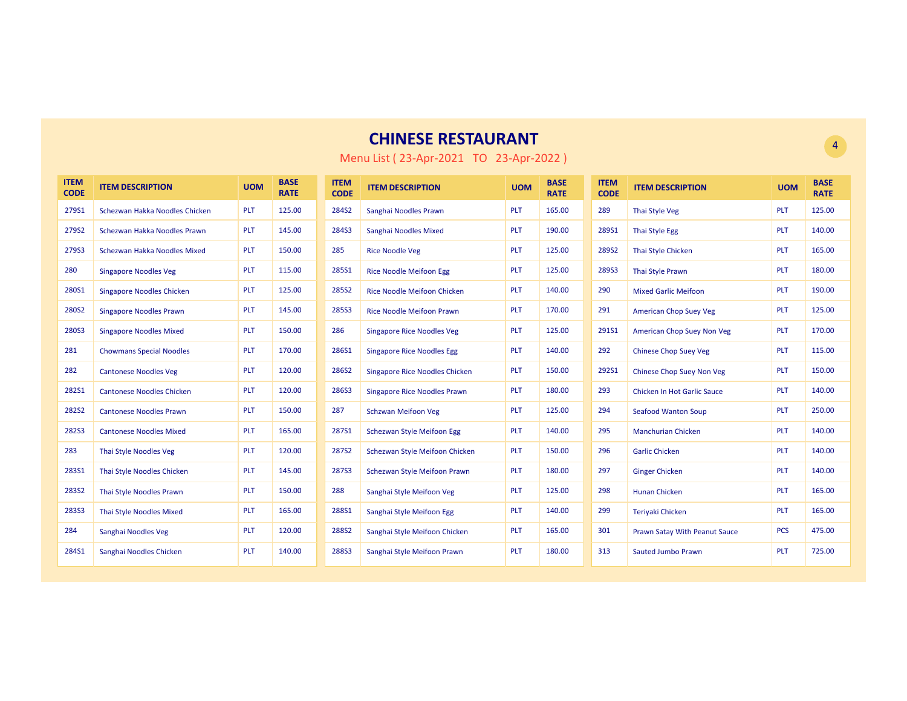# CHINESE RESTAURANT

Menu List ( 23-Apr-2021 TO 23-Apr-2022 )

| ITEM CODE | ITEM DESCRIPTION | UOM | BASE RATE |
|---|---|---|---|
| 279S1 | Schezwan Hakka Noodles Chicken | PLT | 125.00 |
| 279S2 | Schezwan Hakka Noodles Prawn | PLT | 145.00 |
| 279S3 | Schezwan Hakka Noodles Mixed | PLT | 150.00 |
| 280 | Singapore Noodles Veg | PLT | 115.00 |
| 280S1 | Singapore Noodles Chicken | PLT | 125.00 |
| 280S2 | Singapore Noodles Prawn | PLT | 145.00 |
| 280S3 | Singapore Noodles Mixed | PLT | 150.00 |
| 281 | Chowmans Special Noodles | PLT | 170.00 |
| 282 | Cantonese Noodles Veg | PLT | 120.00 |
| 282S1 | Cantonese Noodles Chicken | PLT | 120.00 |
| 282S2 | Cantonese Noodles Prawn | PLT | 150.00 |
| 282S3 | Cantonese Noodles Mixed | PLT | 165.00 |
| 283 | Thai Style Noodles Veg | PLT | 120.00 |
| 283S1 | Thai Style Noodles Chicken | PLT | 145.00 |
| 283S2 | Thai Style Noodles Prawn | PLT | 150.00 |
| 283S3 | Thai Style Noodles Mixed | PLT | 165.00 |
| 284 | Sanghai Noodles Veg | PLT | 120.00 |
| 284S1 | Sanghai Noodles Chicken | PLT | 140.00 |
| 284S2 | Sanghai Noodles Prawn | PLT | 165.00 |
| 284S3 | Sanghai Noodles Mixed | PLT | 190.00 |
| 285 | Rice Noodle Veg | PLT | 125.00 |
| 285S1 | Rice Noodle Meifoon Egg | PLT | 125.00 |
| 285S2 | Rice Noodle Meifoon Chicken | PLT | 140.00 |
| 285S3 | Rice Noodle Meifoon Prawn | PLT | 170.00 |
| 286 | Singapore Rice Noodles Veg | PLT | 125.00 |
| 286S1 | Singapore Rice Noodles Egg | PLT | 140.00 |
| 286S2 | Singapore Rice Noodles Chicken | PLT | 150.00 |
| 286S3 | Singapore Rice Noodles Prawn | PLT | 180.00 |
| 287 | Schzwan Meifoon Veg | PLT | 125.00 |
| 287S1 | Schezwan Style Meifoon Egg | PLT | 140.00 |
| 287S2 | Schezwan Style Meifoon Chicken | PLT | 150.00 |
| 287S3 | Schezwan Style Meifoon Prawn | PLT | 180.00 |
| 288 | Sanghai Style Meifoon Veg | PLT | 125.00 |
| 288S1 | Sanghai Style Meifoon Egg | PLT | 140.00 |
| 288S2 | Sanghai Style Meifoon Chicken | PLT | 165.00 |
| 288S3 | Sanghai Style Meifoon Prawn | PLT | 180.00 |
| 289 | Thai Style Veg | PLT | 125.00 |
| 289S1 | Thai Style Egg | PLT | 140.00 |
| 289S2 | Thai Style Chicken | PLT | 165.00 |
| 289S3 | Thai Style Prawn | PLT | 180.00 |
| 290 | Mixed Garlic Meifoon | PLT | 190.00 |
| 291 | American Chop Suey Veg | PLT | 125.00 |
| 291S1 | American Chop Suey Non Veg | PLT | 170.00 |
| 292 | Chinese Chop Suey Veg | PLT | 115.00 |
| 292S1 | Chinese Chop Suey Non Veg | PLT | 150.00 |
| 293 | Chicken In Hot Garlic Sauce | PLT | 140.00 |
| 294 | Seafood Wanton Soup | PLT | 250.00 |
| 295 | Manchurian Chicken | PLT | 140.00 |
| 296 | Garlic Chicken | PLT | 140.00 |
| 297 | Ginger Chicken | PLT | 140.00 |
| 298 | Hunan Chicken | PLT | 165.00 |
| 299 | Teriyaki Chicken | PLT | 165.00 |
| 301 | Prawn Satay With Peanut Sauce | PCS | 475.00 |
| 313 | Sauted Jumbo Prawn | PLT | 725.00 |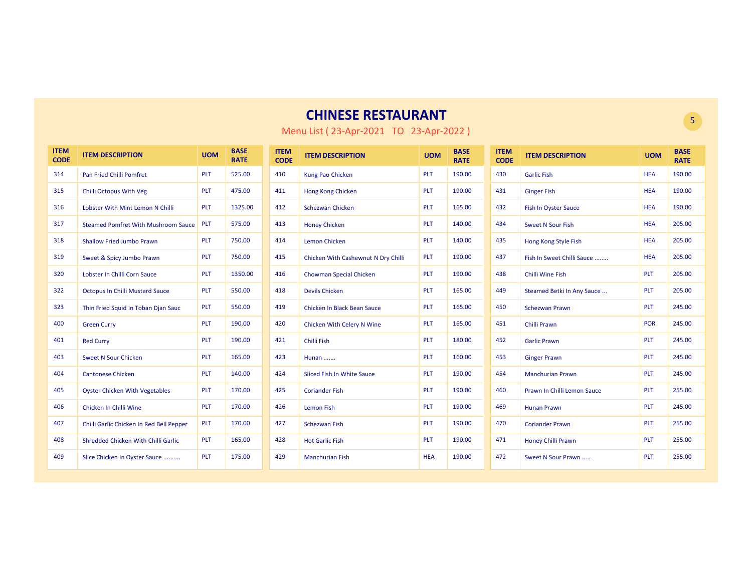# CHINESE RESTAURANT

Menu List ( 23-Apr-2021 TO 23-Apr-2022 )

| ITEM CODE | ITEM DESCRIPTION | UOM | BASE RATE |
|---|---|---|---|
| 314 | Pan Fried Chilli Pomfret | PLT | 525.00 |
| 315 | Chilli Octopus With Veg | PLT | 475.00 |
| 316 | Lobster With Mint Lemon N Chilli | PLT | 1325.00 |
| 317 | Steamed Pomfret With Mushroom Sauce | PLT | 575.00 |
| 318 | Shallow Fried Jumbo Prawn | PLT | 750.00 |
| 319 | Sweet & Spicy Jumbo Prawn | PLT | 750.00 |
| 320 | Lobster In Chilli Corn Sauce | PLT | 1350.00 |
| 322 | Octopus In Chilli Mustard Sauce | PLT | 550.00 |
| 323 | Thin Fried Squid In Toban Djan Sauc | PLT | 550.00 |
| 400 | Green Curry | PLT | 190.00 |
| 401 | Red Curry | PLT | 190.00 |
| 403 | Sweet N Sour Chicken | PLT | 165.00 |
| 404 | Cantonese Chicken | PLT | 140.00 |
| 405 | Oyster Chicken With Vegetables | PLT | 170.00 |
| 406 | Chicken In Chilli Wine | PLT | 170.00 |
| 407 | Chilli Garlic Chicken In Red Bell Pepper | PLT | 170.00 |
| 408 | Shredded Chicken With Chilli Garlic | PLT | 165.00 |
| 409 | Slice Chicken In Oyster Sauce .......... | PLT | 175.00 |
| 410 | Kung Pao Chicken | PLT | 190.00 |
| 411 | Hong Kong Chicken | PLT | 190.00 |
| 412 | Schezwan Chicken | PLT | 165.00 |
| 413 | Honey Chicken | PLT | 140.00 |
| 414 | Lemon Chicken | PLT | 140.00 |
| 415 | Chicken With Cashewnut N Dry Chilli | PLT | 190.00 |
| 416 | Chowman Special Chicken | PLT | 190.00 |
| 418 | Devils Chicken | PLT | 165.00 |
| 419 | Chicken In Black Bean Sauce | PLT | 165.00 |
| 420 | Chicken With Celery N Wine | PLT | 165.00 |
| 421 | Chilli Fish | PLT | 180.00 |
| 423 | Hunan ....... | PLT | 160.00 |
| 424 | Sliced Fish In White Sauce | PLT | 190.00 |
| 425 | Coriander Fish | PLT | 190.00 |
| 426 | Lemon Fish | PLT | 190.00 |
| 427 | Schezwan Fish | PLT | 190.00 |
| 428 | Hot Garlic Fish | PLT | 190.00 |
| 429 | Manchurian Fish | HEA | 190.00 |
| 430 | Garlic Fish | HEA | 190.00 |
| 431 | Ginger Fish | HEA | 190.00 |
| 432 | Fish In Oyster Sauce | HEA | 190.00 |
| 434 | Sweet N Sour Fish | HEA | 205.00 |
| 435 | Hong Kong Style Fish | HEA | 205.00 |
| 437 | Fish In Sweet Chilli Sauce ........ | HEA | 205.00 |
| 438 | Chilli Wine Fish | PLT | 205.00 |
| 449 | Steamed Betki In Any Sauce ... | PLT | 205.00 |
| 450 | Schezwan Prawn | PLT | 245.00 |
| 451 | Chilli Prawn | POR | 245.00 |
| 452 | Garlic Prawn | PLT | 245.00 |
| 453 | Ginger Prawn | PLT | 245.00 |
| 454 | Manchurian Prawn | PLT | 245.00 |
| 460 | Prawn In Chilli Lemon Sauce | PLT | 255.00 |
| 469 | Hunan Prawn | PLT | 245.00 |
| 470 | Coriander Prawn | PLT | 255.00 |
| 471 | Honey Chilli Prawn | PLT | 255.00 |
| 472 | Sweet N Sour Prawn ..... | PLT | 255.00 |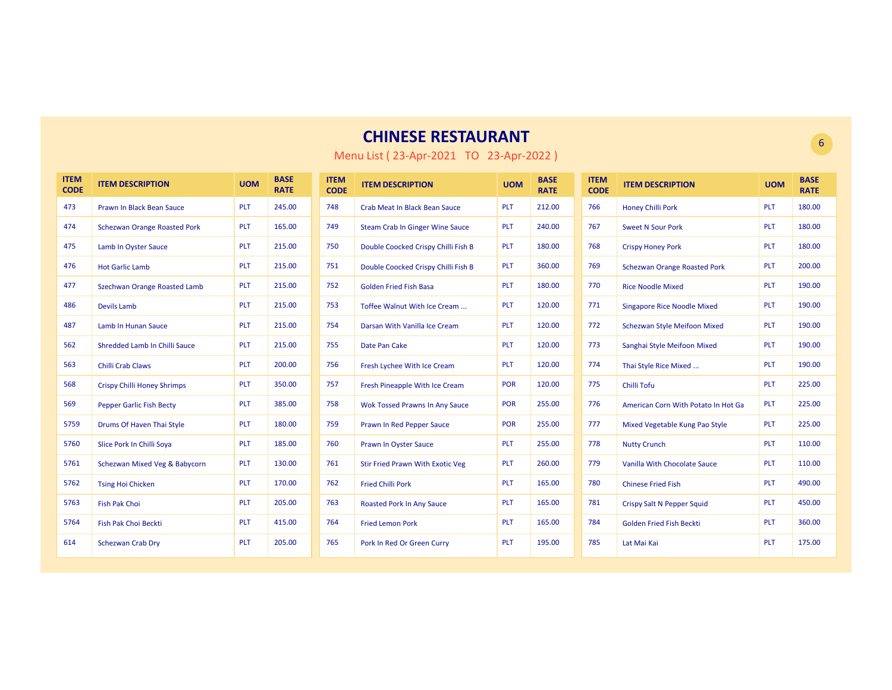# CHINESE RESTAURANT

Menu List ( 23-Apr-2021 TO 23-Apr-2022 )

| ITEM CODE | ITEM DESCRIPTION | UOM | BASE RATE |
|---|---|---|---|
| 473 | Prawn In Black Bean Sauce | PLT | 245.00 |
| 474 | Schezwan Orange Roasted Pork | PLT | 165.00 |
| 475 | Lamb In Oyster Sauce | PLT | 215.00 |
| 476 | Hot Garlic Lamb | PLT | 215.00 |
| 477 | Szechwan Orange Roasted Lamb | PLT | 215.00 |
| 486 | Devils Lamb | PLT | 215.00 |
| 487 | Lamb In Hunan Sauce | PLT | 215.00 |
| 562 | Shredded Lamb In Chilli Sauce | PLT | 215.00 |
| 563 | Chilli Crab Claws | PLT | 200.00 |
| 568 | Crispy Chilli Honey Shrimps | PLT | 350.00 |
| 569 | Pepper Garlic Fish Becty | PLT | 385.00 |
| 5759 | Drums Of Haven Thai Style | PLT | 180.00 |
| 5760 | Slice Pork In Chilli Soya | PLT | 185.00 |
| 5761 | Schezwan Mixed Veg & Babycorn | PLT | 130.00 |
| 5762 | Tsing Hoi Chicken | PLT | 170.00 |
| 5763 | Fish Pak Choi | PLT | 205.00 |
| 5764 | Fish Pak Choi Beckti | PLT | 415.00 |
| 614 | Schezwan Crab Dry | PLT | 205.00 |
| 748 | Crab Meat In Black Bean Sauce | PLT | 212.00 |
| 749 | Steam Crab In Ginger Wine Sauce | PLT | 240.00 |
| 750 | Double Coocked Crispy Chilli Fish B | PLT | 180.00 |
| 751 | Double Coocked Crispy Chilli Fish B | PLT | 360.00 |
| 752 | Golden Fried Fish Basa | PLT | 180.00 |
| 753 | Toffee Walnut With Ice Cream ... | PLT | 120.00 |
| 754 | Darsan With Vanilla Ice Cream | PLT | 120.00 |
| 755 | Date Pan Cake | PLT | 120.00 |
| 756 | Fresh Lychee With Ice Cream | PLT | 120.00 |
| 757 | Fresh Pineapple With Ice Cream | POR | 120.00 |
| 758 | Wok Tossed Prawns In Any Sauce | POR | 255.00 |
| 759 | Prawn In Red Pepper Sauce | POR | 255.00 |
| 760 | Prawn In Oyster Sauce | PLT | 255.00 |
| 761 | Stir Fried Prawn With Exotic Veg | PLT | 260.00 |
| 762 | Fried Chilli Pork | PLT | 165.00 |
| 763 | Roasted Pork In Any Sauce | PLT | 165.00 |
| 764 | Fried Lemon Pork | PLT | 165.00 |
| 765 | Pork In Red Or Green Curry | PLT | 195.00 |
| 766 | Honey Chilli Pork | PLT | 180.00 |
| 767 | Sweet N Sour Pork | PLT | 180.00 |
| 768 | Crispy Honey Pork | PLT | 180.00 |
| 769 | Schezwan Orange Roasted Pork | PLT | 200.00 |
| 770 | Rice Noodle Mixed | PLT | 190.00 |
| 771 | Singapore Rice Noodle Mixed | PLT | 190.00 |
| 772 | Schezwan Style Meifoon Mixed | PLT | 190.00 |
| 773 | Sanghai Style Meifoon Mixed | PLT | 190.00 |
| 774 | Thai Style Rice Mixed ... | PLT | 190.00 |
| 775 | Chilli Tofu | PLT | 225.00 |
| 776 | American Corn With Potato In Hot Ga | PLT | 225.00 |
| 777 | Mixed Vegetable Kung Pao Style | PLT | 225.00 |
| 778 | Nutty Crunch | PLT | 110.00 |
| 779 | Vanilla With Chocolate Sauce | PLT | 110.00 |
| 780 | Chinese Fried Fish | PLT | 490.00 |
| 781 | Crispy Salt N Pepper Squid | PLT | 450.00 |
| 784 | Golden Fried Fish Beckti | PLT | 360.00 |
| 785 | Lat Mai Kai | PLT | 175.00 |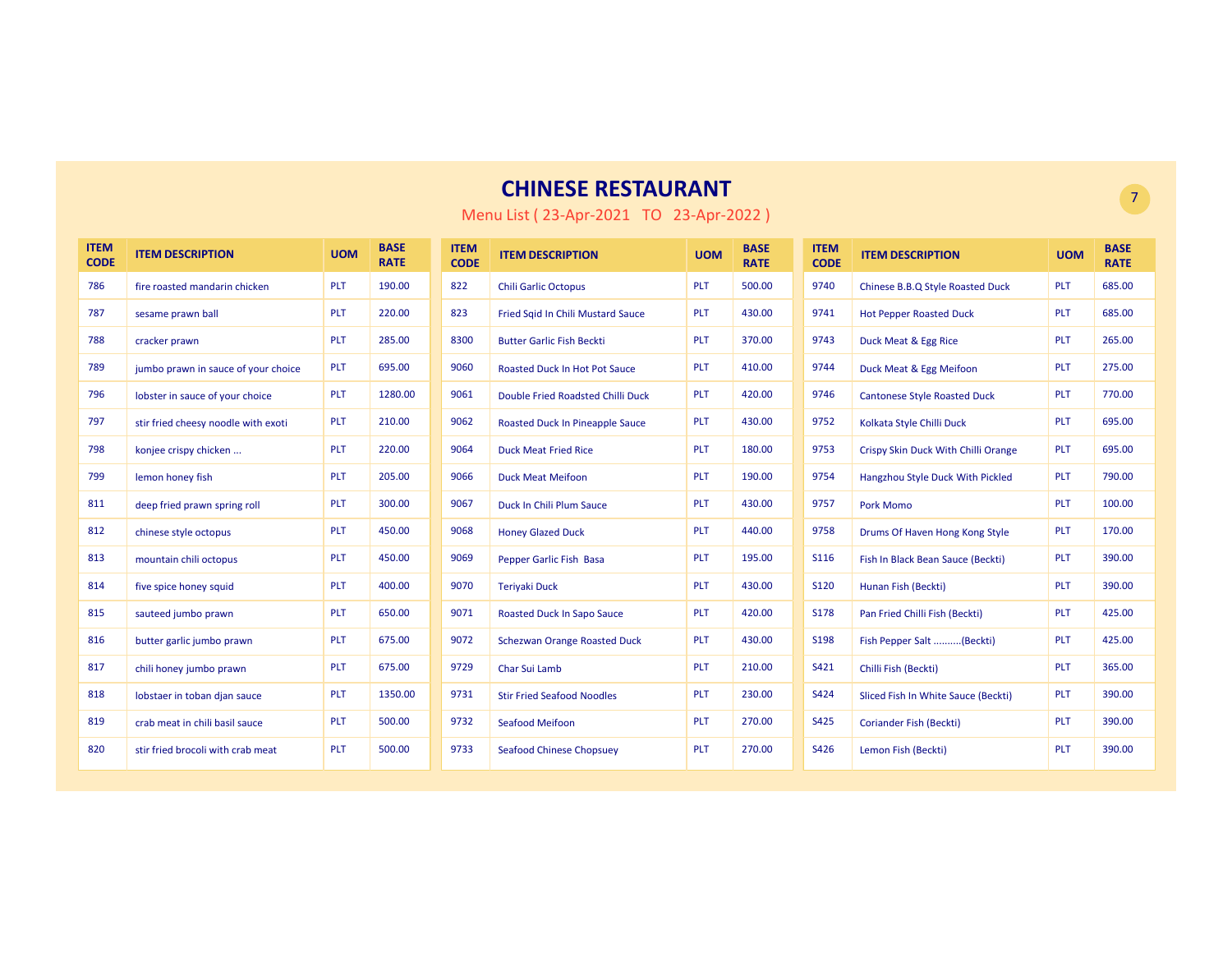# CHINESE RESTAURANT

Menu List ( 23-Apr-2021 TO 23-Apr-2022 )

| ITEM CODE | ITEM DESCRIPTION | UOM | BASE RATE |
|---|---|---|---|
| 786 | fire roasted mandarin chicken | PLT | 190.00 |
| 787 | sesame prawn ball | PLT | 220.00 |
| 788 | cracker prawn | PLT | 285.00 |
| 789 | jumbo prawn in sauce of your choice | PLT | 695.00 |
| 796 | lobster in sauce of your choice | PLT | 1280.00 |
| 797 | stir fried cheesy noodle with exoti | PLT | 210.00 |
| 798 | konjee crispy chicken ... | PLT | 220.00 |
| 799 | lemon honey fish | PLT | 205.00 |
| 811 | deep fried prawn spring roll | PLT | 300.00 |
| 812 | chinese style octopus | PLT | 450.00 |
| 813 | mountain chili octopus | PLT | 450.00 |
| 814 | five spice honey squid | PLT | 400.00 |
| 815 | sauteed jumbo prawn | PLT | 650.00 |
| 816 | butter garlic jumbo prawn | PLT | 675.00 |
| 817 | chili honey jumbo prawn | PLT | 675.00 |
| 818 | lobstaer in toban djan sauce | PLT | 1350.00 |
| 819 | crab meat in chili basil sauce | PLT | 500.00 |
| 820 | stir fried brocoli with crab meat | PLT | 500.00 |
| 822 | Chili Garlic Octopus | PLT | 500.00 |
| 823 | Fried Sqid In Chili Mustard Sauce | PLT | 430.00 |
| 8300 | Butter Garlic Fish Beckti | PLT | 370.00 |
| 9060 | Roasted Duck In Hot Pot Sauce | PLT | 410.00 |
| 9061 | Double Fried Roadsted Chilli Duck | PLT | 420.00 |
| 9062 | Roasted Duck In Pineapple Sauce | PLT | 430.00 |
| 9064 | Duck Meat Fried Rice | PLT | 180.00 |
| 9066 | Duck Meat Meifoon | PLT | 190.00 |
| 9067 | Duck In Chili Plum Sauce | PLT | 430.00 |
| 9068 | Honey Glazed Duck | PLT | 440.00 |
| 9069 | Pepper Garlic Fish Basa | PLT | 195.00 |
| 9070 | Teriyaki Duck | PLT | 430.00 |
| 9071 | Roasted Duck In Sapo Sauce | PLT | 420.00 |
| 9072 | Schezwan Orange Roasted Duck | PLT | 430.00 |
| 9729 | Char Sui Lamb | PLT | 210.00 |
| 9731 | Stir Fried Seafood Noodles | PLT | 230.00 |
| 9732 | Seafood Meifoon | PLT | 270.00 |
| 9733 | Seafood Chinese Chopsuey | PLT | 270.00 |
| 9740 | Chinese B.B.Q Style Roasted Duck | PLT | 685.00 |
| 9741 | Hot Pepper Roasted Duck | PLT | 685.00 |
| 9743 | Duck Meat & Egg Rice | PLT | 265.00 |
| 9744 | Duck Meat & Egg Meifoon | PLT | 275.00 |
| 9746 | Cantonese Style Roasted Duck | PLT | 770.00 |
| 9752 | Kolkata Style Chilli Duck | PLT | 695.00 |
| 9753 | Crispy Skin Duck With Chilli Orange | PLT | 695.00 |
| 9754 | Hangzhou Style Duck With Pickled | PLT | 790.00 |
| 9757 | Pork Momo | PLT | 100.00 |
| 9758 | Drums Of Haven Hong Kong Style | PLT | 170.00 |
| S116 | Fish In Black Bean Sauce (Beckti) | PLT | 390.00 |
| S120 | Hunan Fish (Beckti) | PLT | 390.00 |
| S178 | Pan Fried Chilli Fish (Beckti) | PLT | 425.00 |
| S198 | Fish Pepper Salt ..........(Beckti) | PLT | 425.00 |
| S421 | Chilli Fish (Beckti) | PLT | 365.00 |
| S424 | Sliced Fish In White Sauce (Beckti) | PLT | 390.00 |
| S425 | Coriander Fish (Beckti) | PLT | 390.00 |
| S426 | Lemon Fish (Beckti) | PLT | 390.00 |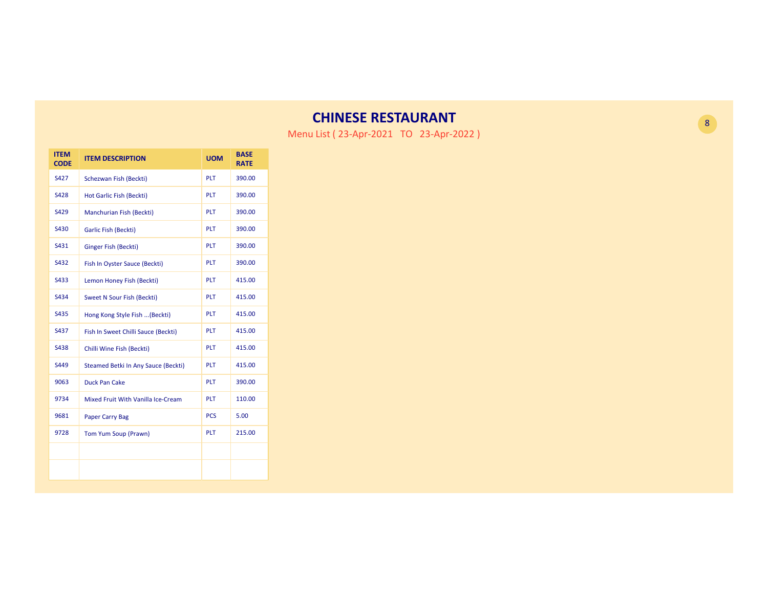# CHINESE RESTAURANT

Menu List ( 23-Apr-2021 TO 23-Apr-2022 )

| ITEM CODE | ITEM DESCRIPTION | UOM | BASE RATE |
|---|---|---|---|
| S427 | Schezwan Fish (Beckti) | PLT | 390.00 |
| S428 | Hot Garlic Fish (Beckti) | PLT | 390.00 |
| S429 | Manchurian Fish (Beckti) | PLT | 390.00 |
| S430 | Garlic Fish (Beckti) | PLT | 390.00 |
| S431 | Ginger Fish (Beckti) | PLT | 390.00 |
| S432 | Fish In Oyster Sauce (Beckti) | PLT | 390.00 |
| S433 | Lemon Honey Fish (Beckti) | PLT | 415.00 |
| S434 | Sweet N Sour Fish (Beckti) | PLT | 415.00 |
| S435 | Hong Kong Style Fish ...(Beckti) | PLT | 415.00 |
| S437 | Fish In Sweet Chilli Sauce (Beckti) | PLT | 415.00 |
| S438 | Chilli Wine Fish (Beckti) | PLT | 415.00 |
| S449 | Steamed Betki In Any Sauce (Beckti) | PLT | 415.00 |
| 9063 | Duck Pan Cake | PLT | 390.00 |
| 9734 | Mixed Fruit With Vanilla Ice-Cream | PLT | 110.00 |
| 9681 | Paper Carry Bag | PCS | 5.00 |
| 9728 | Tom Yum Soup (Prawn) | PLT | 215.00 |
| | | | |
| | | | |